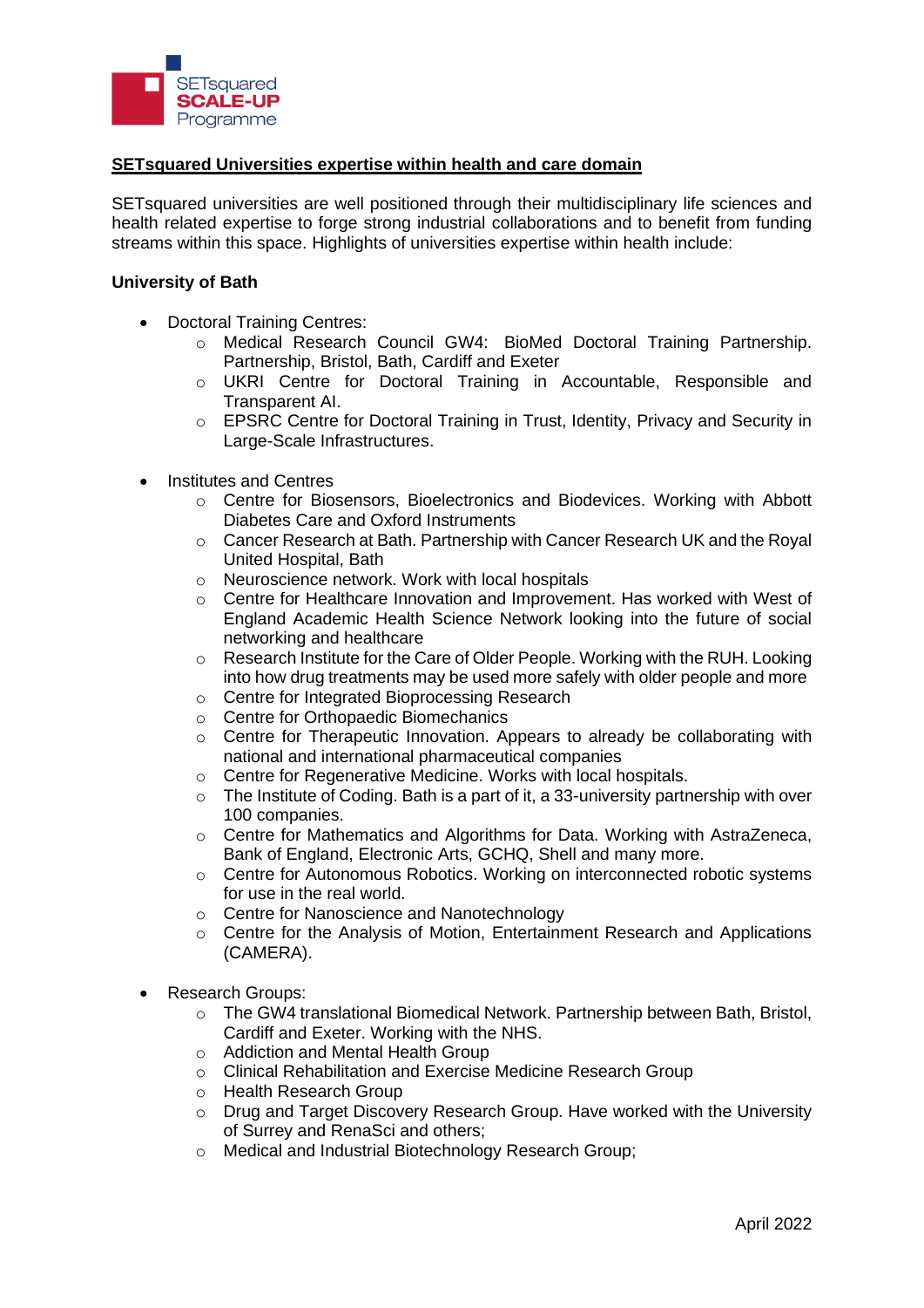## SETsquared Universities expertise within health and care domain

SETsquared universities are well positioned through their multidisciplinary life sciences and health related expertise to forge strong industrial collaborations and to benefit from funding streams within this space. Highlights of universities expertise within health include:

### University of Bath

- Doctoral Training Centres:
  - Medical Research Council GW4: BioMed Doctoral Training Partnership. Partnership, Bristol, Bath, Cardiff and Exeter
  - UKRI Centre for Doctoral Training in Accountable, Responsible and Transparent AI.
  - EPSRC Centre for Doctoral Training in Trust, Identity, Privacy and Security in Large-Scale Infrastructures.

- Institutes and Centres
  - Centre for Biosensors, Bioelectronics and Biodevices. Working with Abbott Diabetes Care and Oxford Instruments
  - Cancer Research at Bath. Partnership with Cancer Research UK and the Royal United Hospital, Bath
  - Neuroscience network. Work with local hospitals
  - Centre for Healthcare Innovation and Improvement. Has worked with West of England Academic Health Science Network looking into the future of social networking and healthcare
  - Research Institute for the Care of Older People. Working with the RUH. Looking into how drug treatments may be used more safely with older people and more
  - Centre for Integrated Bioprocessing Research
  - Centre for Orthopaedic Biomechanics
  - Centre for Therapeutic Innovation. Appears to already be collaborating with national and international pharmaceutical companies
  - Centre for Regenerative Medicine. Works with local hospitals.
  - The Institute of Coding. Bath is a part of it, a 33-university partnership with over 100 companies.
  - Centre for Mathematics and Algorithms for Data. Working with AstraZeneca, Bank of England, Electronic Arts, GCHQ, Shell and many more.
  - Centre for Autonomous Robotics. Working on interconnected robotic systems for use in the real world.
  - Centre for Nanoscience and Nanotechnology
  - Centre for the Analysis of Motion, Entertainment Research and Applications (CAMERA).

- Research Groups:
  - The GW4 translational Biomedical Network. Partnership between Bath, Bristol, Cardiff and Exeter. Working with the NHS.
  - Addiction and Mental Health Group
  - Clinical Rehabilitation and Exercise Medicine Research Group
  - Health Research Group
  - Drug and Target Discovery Research Group. Have worked with the University of Surrey and RenaSci and others;
  - Medical and Industrial Biotechnology Research Group;

April 2022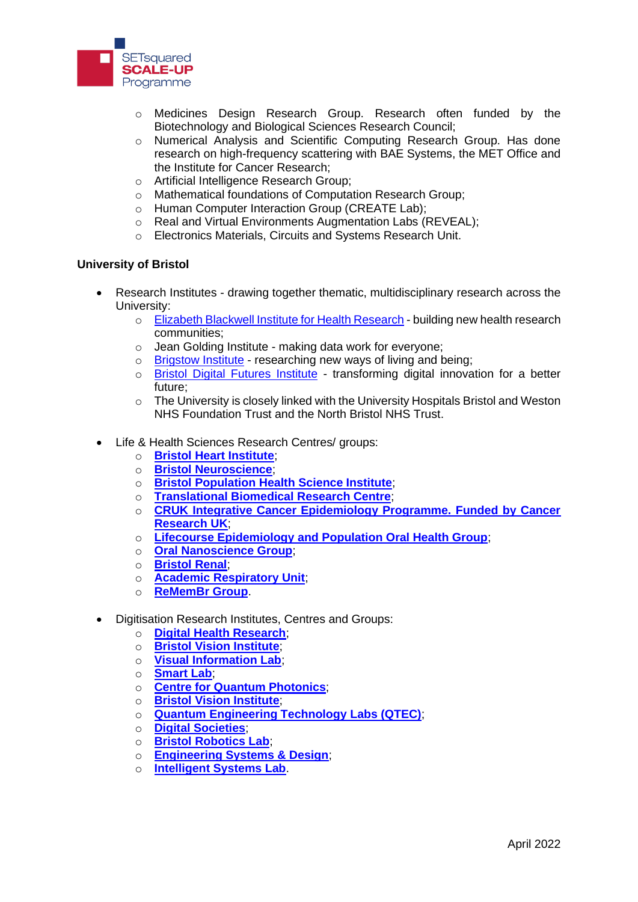- Medicines Design Research Group. Research often funded by the Biotechnology and Biological Sciences Research Council;
- Numerical Analysis and Scientific Computing Research Group. Has done research on high-frequency scattering with BAE Systems, the MET Office and the Institute for Cancer Research;
- Artificial Intelligence Research Group;
- Mathematical foundations of Computation Research Group;
- Human Computer Interaction Group (CREATE Lab);
- Real and Virtual Environments Augmentation Labs (REVEAL);
- Electronics Materials, Circuits and Systems Research Unit.

**University of Bristol**

- Research Institutes - drawing together thematic, multidisciplinary research across the University:
  - Elizabeth Blackwell Institute for Health Research - building new health research communities;
  - Jean Golding Institute - making data work for everyone;
  - Brigstow Institute - researching new ways of living and being;
  - Bristol Digital Futures Institute - transforming digital innovation for a better future;
  - The University is closely linked with the University Hospitals Bristol and Weston NHS Foundation Trust and the North Bristol NHS Trust.

- Life & Health Sciences Research Centres/ groups:
  - **Bristol Heart Institute**;
  - **Bristol Neuroscience**;
  - **Bristol Population Health Science Institute**;
  - **Translational Biomedical Research Centre**;
  - **CRUK Integrative Cancer Epidemiology Programme. Funded by Cancer Research UK**;
  - **Lifecourse Epidemiology and Population Oral Health Group**;
  - **Oral Nanoscience Group**;
  - **Bristol Renal**;
  - **Academic Respiratory Unit**;
  - **ReMemBr Group**.

- Digitisation Research Institutes, Centres and Groups:
  - **Digital Health Research**;
  - **Bristol Vision Institute**;
  - **Visual Information Lab**;
  - **Smart Lab**;
  - **Centre for Quantum Photonics**;
  - **Bristol Vision Institute**;
  - **Quantum Engineering Technology Labs (QTEC)**;
  - **Digital Societies**;
  - **Bristol Robotics Lab**;
  - **Engineering Systems & Design**;
  - **Intelligent Systems Lab**.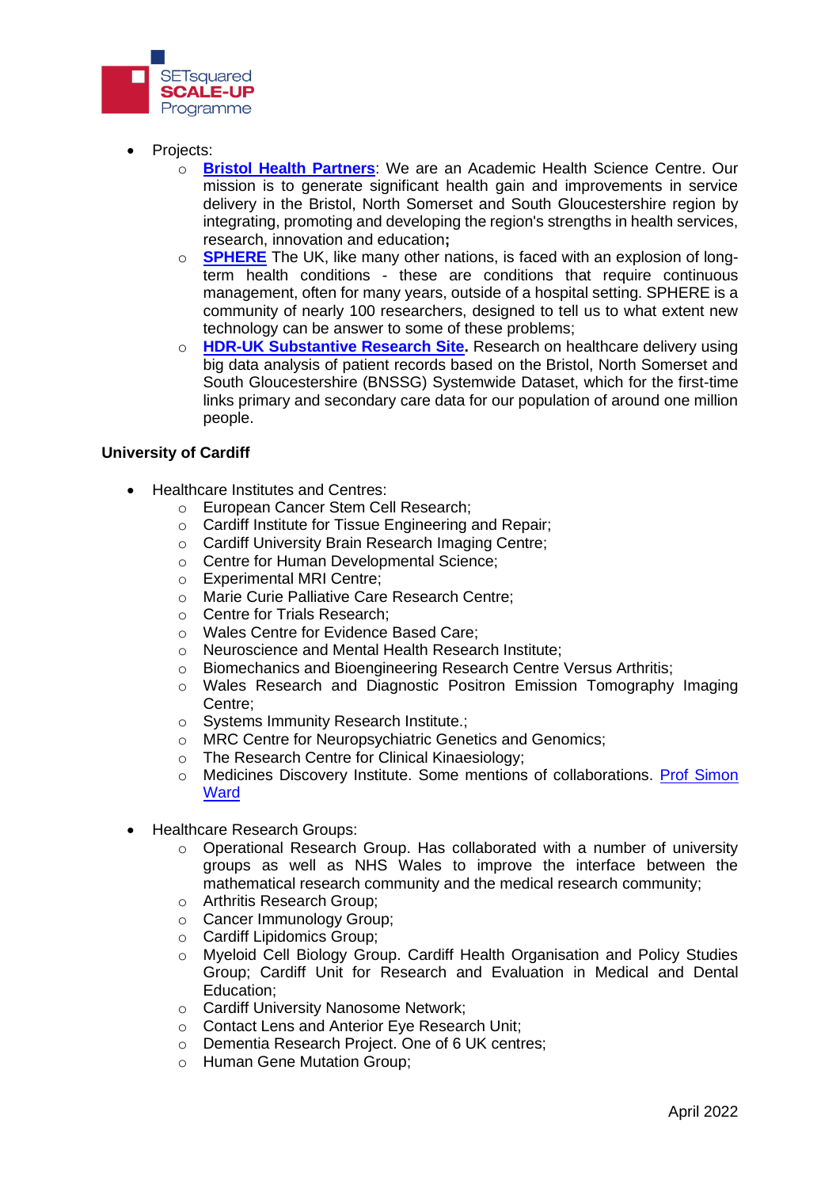- Projects:
  - **Bristol Health Partners**: We are an Academic Health Science Centre. Our mission is to generate significant health gain and improvements in service delivery in the Bristol, North Somerset and South Gloucestershire region by integrating, promoting and developing the region's strengths in health services, research, innovation and education**;**
  - **SPHERE** The UK, like many other nations, is faced with an explosion of long-term health conditions - these are conditions that require continuous management, often for many years, outside of a hospital setting. SPHERE is a community of nearly 100 researchers, designed to tell us to what extent new technology can be answer to some of these problems;
  - **HDR-UK Substantive Research Site.** Research on healthcare delivery using big data analysis of patient records based on the Bristol, North Somerset and South Gloucestershire (BNSSG) Systemwide Dataset, which for the first-time links primary and secondary care data for our population of around one million people.

**University of Cardiff**

- Healthcare Institutes and Centres:
  - European Cancer Stem Cell Research;
  - Cardiff Institute for Tissue Engineering and Repair;
  - Cardiff University Brain Research Imaging Centre;
  - Centre for Human Developmental Science;
  - Experimental MRI Centre;
  - Marie Curie Palliative Care Research Centre;
  - Centre for Trials Research;
  - Wales Centre for Evidence Based Care;
  - Neuroscience and Mental Health Research Institute;
  - Biomechanics and Bioengineering Research Centre Versus Arthritis;
  - Wales Research and Diagnostic Positron Emission Tomography Imaging Centre;
  - Systems Immunity Research Institute.;
  - MRC Centre for Neuropsychiatric Genetics and Genomics;
  - The Research Centre for Clinical Kinaesiology;
  - Medicines Discovery Institute. Some mentions of collaborations. Prof Simon Ward

- Healthcare Research Groups:
  - Operational Research Group. Has collaborated with a number of university groups as well as NHS Wales to improve the interface between the mathematical research community and the medical research community;
  - Arthritis Research Group;
  - Cancer Immunology Group;
  - Cardiff Lipidomics Group;
  - Myeloid Cell Biology Group. Cardiff Health Organisation and Policy Studies Group; Cardiff Unit for Research and Evaluation in Medical and Dental Education;
  - Cardiff University Nanosome Network;
  - Contact Lens and Anterior Eye Research Unit;
  - Dementia Research Project. One of 6 UK centres;
  - Human Gene Mutation Group;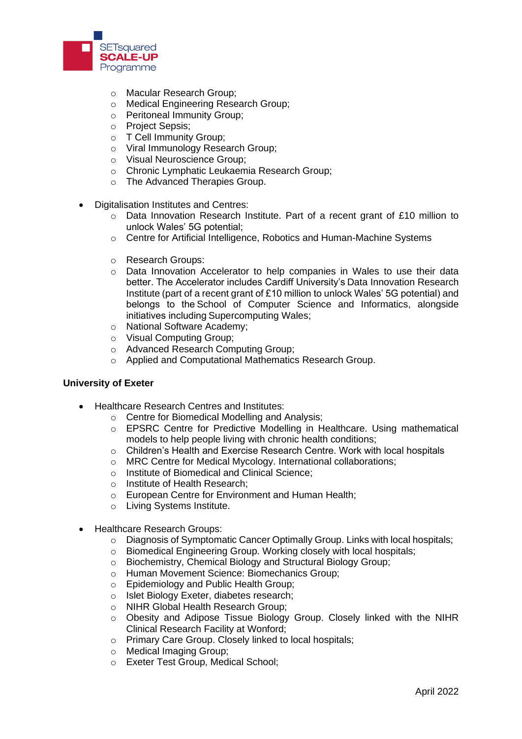- Macular Research Group;
  - Medical Engineering Research Group;
  - Peritoneal Immunity Group;
  - Project Sepsis;
  - T Cell Immunity Group;
  - Viral Immunology Research Group;
  - Visual Neuroscience Group;
  - Chronic Lymphatic Leukaemia Research Group;
  - The Advanced Therapies Group.

- Digitalisation Institutes and Centres:
  - Data Innovation Research Institute. Part of a recent grant of £10 million to unlock Wales' 5G potential;
  - Centre for Artificial Intelligence, Robotics and Human-Machine Systems

  - Research Groups:
  - Data Innovation Accelerator to help companies in Wales to use their data better. The Accelerator includes Cardiff University's Data Innovation Research Institute (part of a recent grant of £10 million to unlock Wales' 5G potential) and belongs to the School of Computer Science and Informatics, alongside initiatives including Supercomputing Wales;
  - National Software Academy;
  - Visual Computing Group;
  - Advanced Research Computing Group;
  - Applied and Computational Mathematics Research Group.

**University of Exeter**

- Healthcare Research Centres and Institutes:
  - Centre for Biomedical Modelling and Analysis;
  - EPSRC Centre for Predictive Modelling in Healthcare. Using mathematical models to help people living with chronic health conditions;
  - Children's Health and Exercise Research Centre. Work with local hospitals
  - MRC Centre for Medical Mycology. International collaborations;
  - Institute of Biomedical and Clinical Science;
  - Institute of Health Research;
  - European Centre for Environment and Human Health;
  - Living Systems Institute.

- Healthcare Research Groups:
  - Diagnosis of Symptomatic Cancer Optimally Group. Links with local hospitals;
  - Biomedical Engineering Group. Working closely with local hospitals;
  - Biochemistry, Chemical Biology and Structural Biology Group;
  - Human Movement Science: Biomechanics Group;
  - Epidemiology and Public Health Group;
  - Islet Biology Exeter, diabetes research;
  - NIHR Global Health Research Group;
  - Obesity and Adipose Tissue Biology Group. Closely linked with the NIHR Clinical Research Facility at Wonford;
  - Primary Care Group. Closely linked to local hospitals;
  - Medical Imaging Group;
  - Exeter Test Group, Medical School;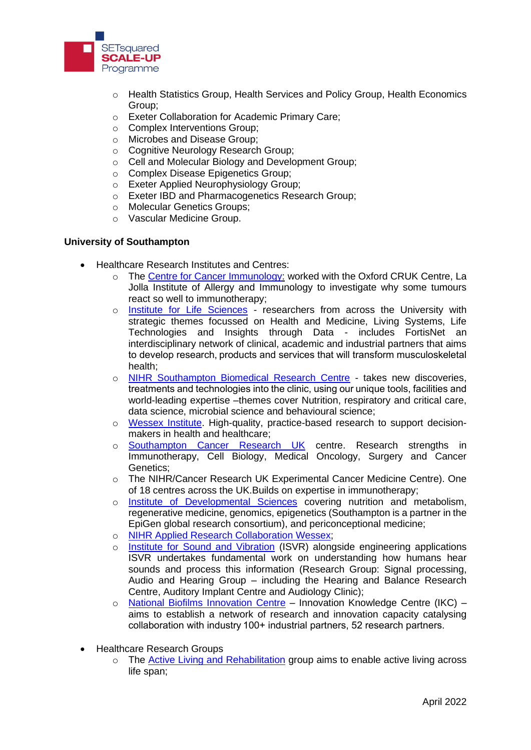- Health Statistics Group, Health Services and Policy Group, Health Economics Group;
- Exeter Collaboration for Academic Primary Care;
- Complex Interventions Group;
- Microbes and Disease Group;
- Cognitive Neurology Research Group;
- Cell and Molecular Biology and Development Group;
- Complex Disease Epigenetics Group;
- Exeter Applied Neurophysiology Group;
- Exeter IBD and Pharmacogenetics Research Group;
- Molecular Genetics Groups;
- Vascular Medicine Group.

**University of Southampton**

- Healthcare Research Institutes and Centres:
  - The Centre for Cancer Immunology: worked with the Oxford CRUK Centre, La Jolla Institute of Allergy and Immunology to investigate why some tumours react so well to immunotherapy;
  - Institute for Life Sciences - researchers from across the University with strategic themes focussed on Health and Medicine, Living Systems, Life Technologies and Insights through Data - includes FortisNet an interdisciplinary network of clinical, academic and industrial partners that aims to develop research, products and services that will transform musculoskeletal health;
  - NIHR Southampton Biomedical Research Centre - takes new discoveries, treatments and technologies into the clinic, using our unique tools, facilities and world-leading expertise –themes cover Nutrition, respiratory and critical care, data science, microbial science and behavioural science;
  - Wessex Institute. High-quality, practice-based research to support decision-makers in health and healthcare;
  - Southampton Cancer Research UK centre. Research strengths in Immunotherapy, Cell Biology, Medical Oncology, Surgery and Cancer Genetics;
  - The NIHR/Cancer Research UK Experimental Cancer Medicine Centre). One of 18 centres across the UK.Builds on expertise in immunotherapy;
  - Institute of Developmental Sciences covering nutrition and metabolism, regenerative medicine, genomics, epigenetics (Southampton is a partner in the EpiGen global research consortium), and periconceptional medicine;
  - NIHR Applied Research Collaboration Wessex;
  - Institute for Sound and Vibration (ISVR) alongside engineering applications ISVR undertakes fundamental work on understanding how humans hear sounds and process this information (Research Group: Signal processing, Audio and Hearing Group – including the Hearing and Balance Research Centre, Auditory Implant Centre and Audiology Clinic);
  - National Biofilms Innovation Centre – Innovation Knowledge Centre (IKC) – aims to establish a network of research and innovation capacity catalysing collaboration with industry 100+ industrial partners, 52 research partners.

- Healthcare Research Groups
  - The Active Living and Rehabilitation group aims to enable active living across life span;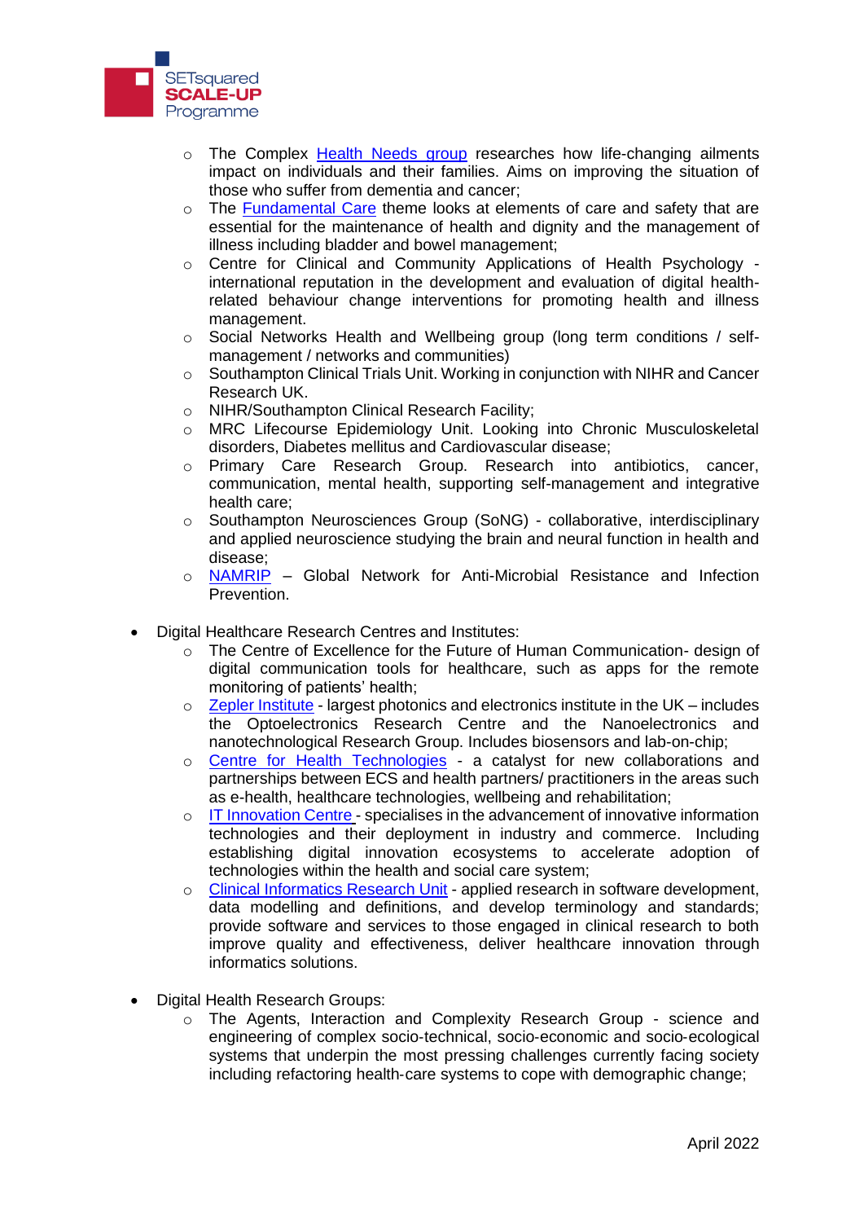- The Complex Health Needs group researches how life-changing ailments impact on individuals and their families. Aims on improving the situation of those who suffer from dementia and cancer;
  - The Fundamental Care theme looks at elements of care and safety that are essential for the maintenance of health and dignity and the management of illness including bladder and bowel management;
  - Centre for Clinical and Community Applications of Health Psychology - international reputation in the development and evaluation of digital health-related behaviour change interventions for promoting health and illness management.
  - Social Networks Health and Wellbeing group (long term conditions / self-management / networks and communities)
  - Southampton Clinical Trials Unit. Working in conjunction with NIHR and Cancer Research UK.
  - NIHR/Southampton Clinical Research Facility;
  - MRC Lifecourse Epidemiology Unit. Looking into Chronic Musculoskeletal disorders, Diabetes mellitus and Cardiovascular disease;
  - Primary Care Research Group. Research into antibiotics, cancer, communication, mental health, supporting self-management and integrative health care;
  - Southampton Neurosciences Group (SoNG) - collaborative, interdisciplinary and applied neuroscience studying the brain and neural function in health and disease;
  - NAMRIP – Global Network for Anti-Microbial Resistance and Infection Prevention.

- Digital Healthcare Research Centres and Institutes:
  - The Centre of Excellence for the Future of Human Communication- design of digital communication tools for healthcare, such as apps for the remote monitoring of patients' health;
  - Zepler Institute - largest photonics and electronics institute in the UK – includes the Optoelectronics Research Centre and the Nanoelectronics and nanotechnological Research Group. Includes biosensors and lab-on-chip;
  - Centre for Health Technologies - a catalyst for new collaborations and partnerships between ECS and health partners/ practitioners in the areas such as e-health, healthcare technologies, wellbeing and rehabilitation;
  - IT Innovation Centre - specialises in the advancement of innovative information technologies and their deployment in industry and commerce. Including establishing digital innovation ecosystems to accelerate adoption of technologies within the health and social care system;
  - Clinical Informatics Research Unit - applied research in software development, data modelling and definitions, and develop terminology and standards; provide software and services to those engaged in clinical research to both improve quality and effectiveness, deliver healthcare innovation through informatics solutions.

- Digital Health Research Groups:
  - The Agents, Interaction and Complexity Research Group - science and engineering of complex socio-technical, socio-economic and socio-ecological systems that underpin the most pressing challenges currently facing society including refactoring health-care systems to cope with demographic change;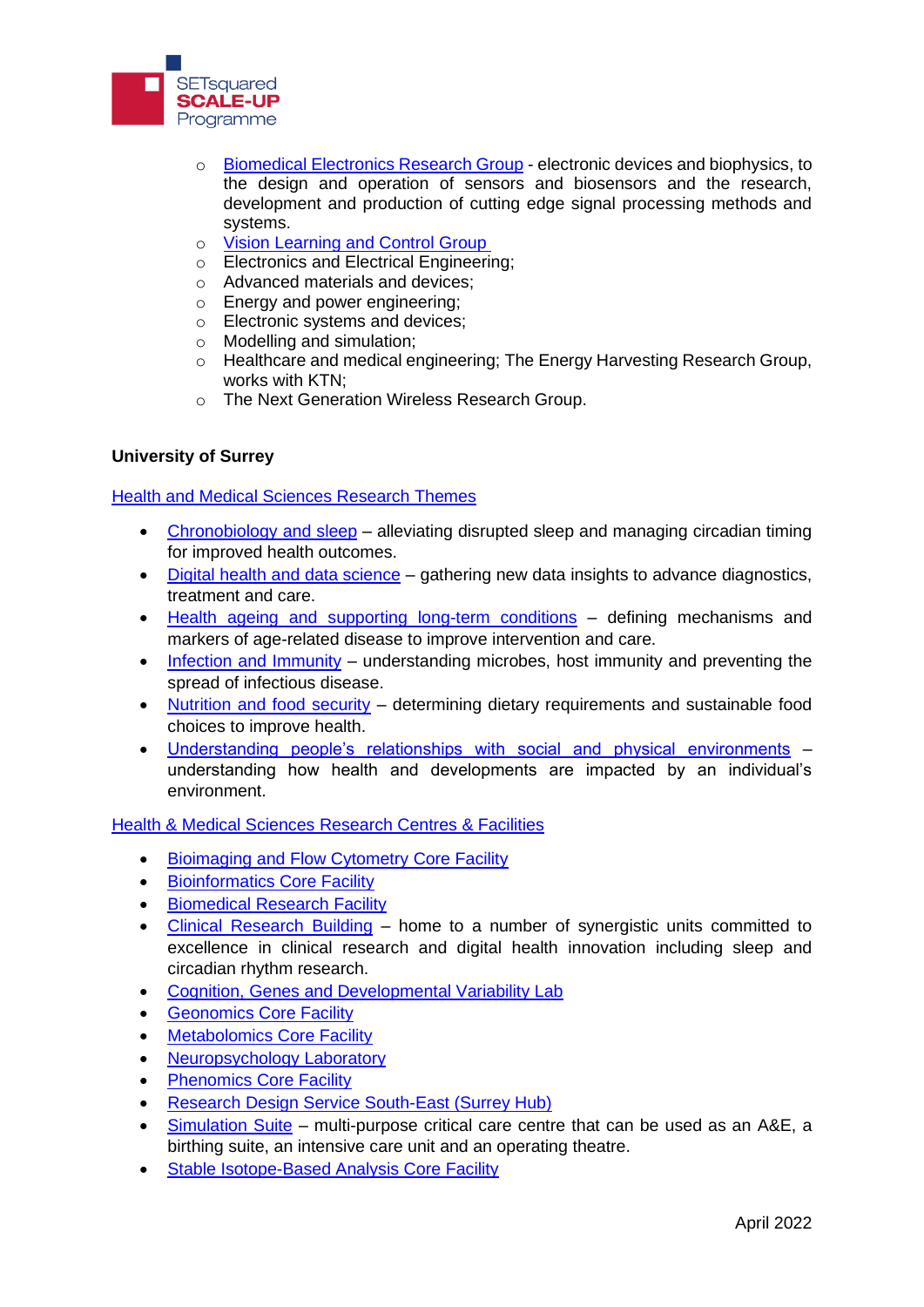- Biomedical Electronics Research Group - electronic devices and biophysics, to the design and operation of sensors and biosensors and the research, development and production of cutting edge signal processing methods and systems.
- Vision Learning and Control Group
- Electronics and Electrical Engineering;
- Advanced materials and devices;
- Energy and power engineering;
- Electronic systems and devices;
- Modelling and simulation;
- Healthcare and medical engineering; The Energy Harvesting Research Group, works with KTN;
- The Next Generation Wireless Research Group.

**University of Surrey**

Health and Medical Sciences Research Themes

- Chronobiology and sleep – alleviating disrupted sleep and managing circadian timing for improved health outcomes.
- Digital health and data science – gathering new data insights to advance diagnostics, treatment and care.
- Health ageing and supporting long-term conditions – defining mechanisms and markers of age-related disease to improve intervention and care.
- Infection and Immunity – understanding microbes, host immunity and preventing the spread of infectious disease.
- Nutrition and food security – determining dietary requirements and sustainable food choices to improve health.
- Understanding people's relationships with social and physical environments – understanding how health and developments are impacted by an individual's environment.

Health & Medical Sciences Research Centres & Facilities

- Bioimaging and Flow Cytometry Core Facility
- Bioinformatics Core Facility
- Biomedical Research Facility
- Clinical Research Building – home to a number of synergistic units committed to excellence in clinical research and digital health innovation including sleep and circadian rhythm research.
- Cognition, Genes and Developmental Variability Lab
- Geonomics Core Facility
- Metabolomics Core Facility
- Neuropsychology Laboratory
- Phenomics Core Facility
- Research Design Service South-East (Surrey Hub)
- Simulation Suite – multi-purpose critical care centre that can be used as an A&E, a birthing suite, an intensive care unit and an operating theatre.
- Stable Isotope-Based Analysis Core Facility

April 2022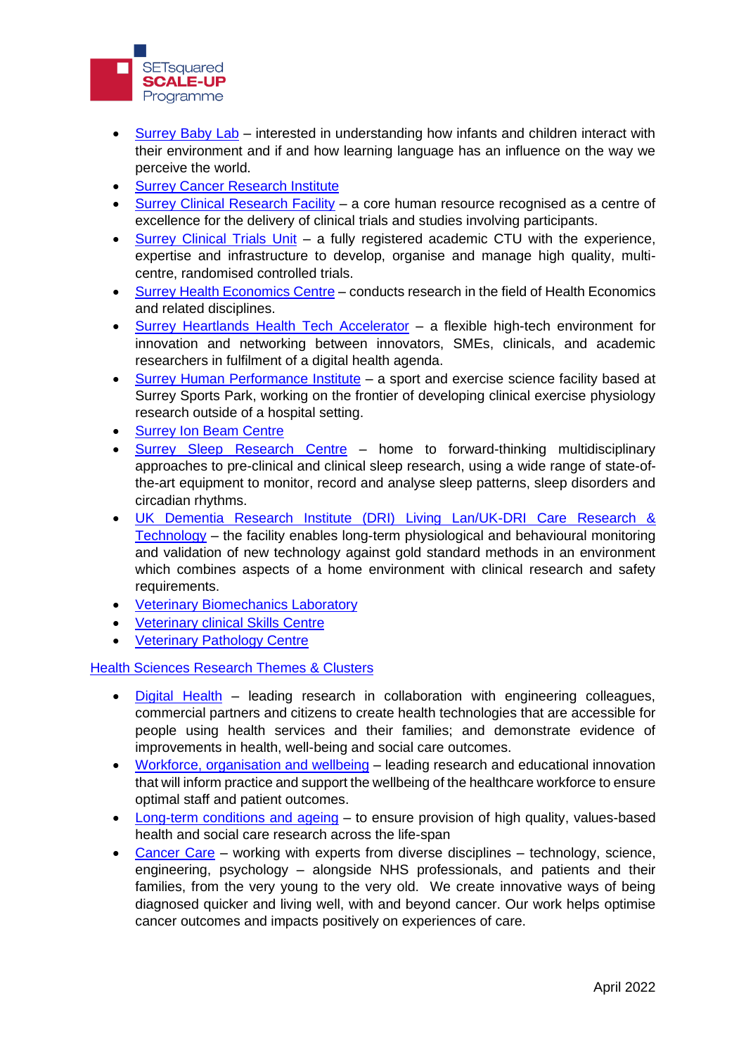- Surrey Baby Lab – interested in understanding how infants and children interact with their environment and if and how learning language has an influence on the way we perceive the world.
- Surrey Cancer Research Institute
- Surrey Clinical Research Facility – a core human resource recognised as a centre of excellence for the delivery of clinical trials and studies involving participants.
- Surrey Clinical Trials Unit – a fully registered academic CTU with the experience, expertise and infrastructure to develop, organise and manage high quality, multi-centre, randomised controlled trials.
- Surrey Health Economics Centre – conducts research in the field of Health Economics and related disciplines.
- Surrey Heartlands Health Tech Accelerator – a flexible high-tech environment for innovation and networking between innovators, SMEs, clinicals, and academic researchers in fulfilment of a digital health agenda.
- Surrey Human Performance Institute – a sport and exercise science facility based at Surrey Sports Park, working on the frontier of developing clinical exercise physiology research outside of a hospital setting.
- Surrey Ion Beam Centre
- Surrey Sleep Research Centre – home to forward-thinking multidisciplinary approaches to pre-clinical and clinical sleep research, using a wide range of state-of-the-art equipment to monitor, record and analyse sleep patterns, sleep disorders and circadian rhythms.
- UK Dementia Research Institute (DRI) Living Lan/UK-DRI Care Research & Technology – the facility enables long-term physiological and behavioural monitoring and validation of new technology against gold standard methods in an environment which combines aspects of a home environment with clinical research and safety requirements.
- Veterinary Biomechanics Laboratory
- Veterinary clinical Skills Centre
- Veterinary Pathology Centre

Health Sciences Research Themes & Clusters

- Digital Health – leading research in collaboration with engineering colleagues, commercial partners and citizens to create health technologies that are accessible for people using health services and their families; and demonstrate evidence of improvements in health, well-being and social care outcomes.
- Workforce, organisation and wellbeing – leading research and educational innovation that will inform practice and support the wellbeing of the healthcare workforce to ensure optimal staff and patient outcomes.
- Long-term conditions and ageing – to ensure provision of high quality, values-based health and social care research across the life-span
- Cancer Care – working with experts from diverse disciplines – technology, science, engineering, psychology – alongside NHS professionals, and patients and their families, from the very young to the very old. We create innovative ways of being diagnosed quicker and living well, with and beyond cancer. Our work helps optimise cancer outcomes and impacts positively on experiences of care.

April 2022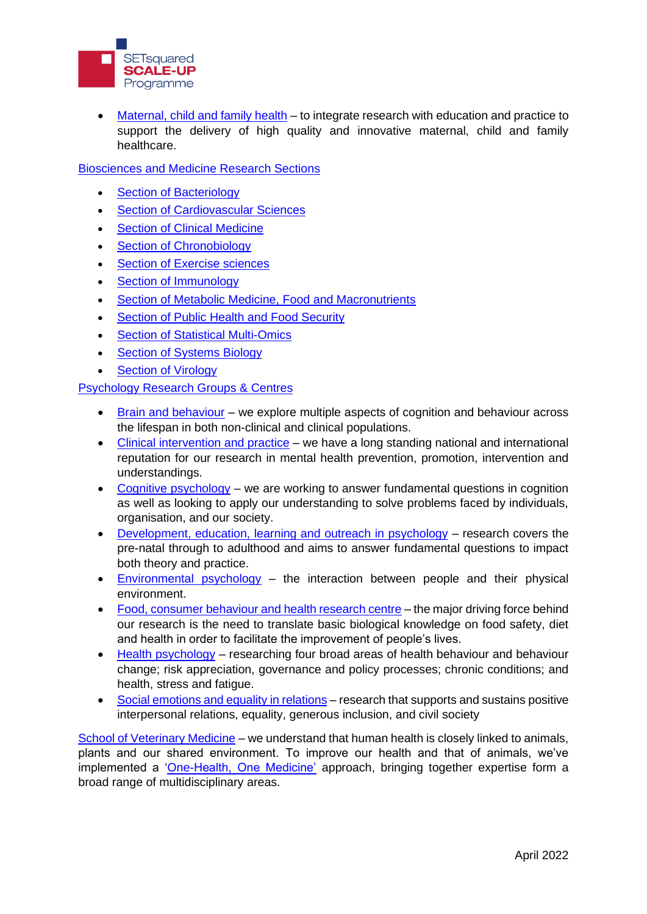- Maternal, child and family health – to integrate research with education and practice to support the delivery of high quality and innovative maternal, child and family healthcare.

Biosciences and Medicine Research Sections

- Section of Bacteriology
- Section of Cardiovascular Sciences
- Section of Clinical Medicine
- Section of Chronobiology
- Section of Exercise sciences
- Section of Immunology
- Section of Metabolic Medicine, Food and Macronutrients
- Section of Public Health and Food Security
- Section of Statistical Multi-Omics
- Section of Systems Biology
- Section of Virology

Psychology Research Groups & Centres

- Brain and behaviour – we explore multiple aspects of cognition and behaviour across the lifespan in both non-clinical and clinical populations.
- Clinical intervention and practice – we have a long standing national and international reputation for our research in mental health prevention, promotion, intervention and understandings.
- Cognitive psychology – we are working to answer fundamental questions in cognition as well as looking to apply our understanding to solve problems faced by individuals, organisation, and our society.
- Development, education, learning and outreach in psychology – research covers the pre-natal through to adulthood and aims to answer fundamental questions to impact both theory and practice.
- Environmental psychology – the interaction between people and their physical environment.
- Food, consumer behaviour and health research centre – the major driving force behind our research is the need to translate basic biological knowledge on food safety, diet and health in order to facilitate the improvement of people's lives.
- Health psychology – researching four broad areas of health behaviour and behaviour change; risk appreciation, governance and policy processes; chronic conditions; and health, stress and fatigue.
- Social emotions and equality in relations – research that supports and sustains positive interpersonal relations, equality, generous inclusion, and civil society

School of Veterinary Medicine – we understand that human health is closely linked to animals, plants and our shared environment. To improve our health and that of animals, we've implemented a 'One-Health, One Medicine' approach, bringing together expertise form a broad range of multidisciplinary areas.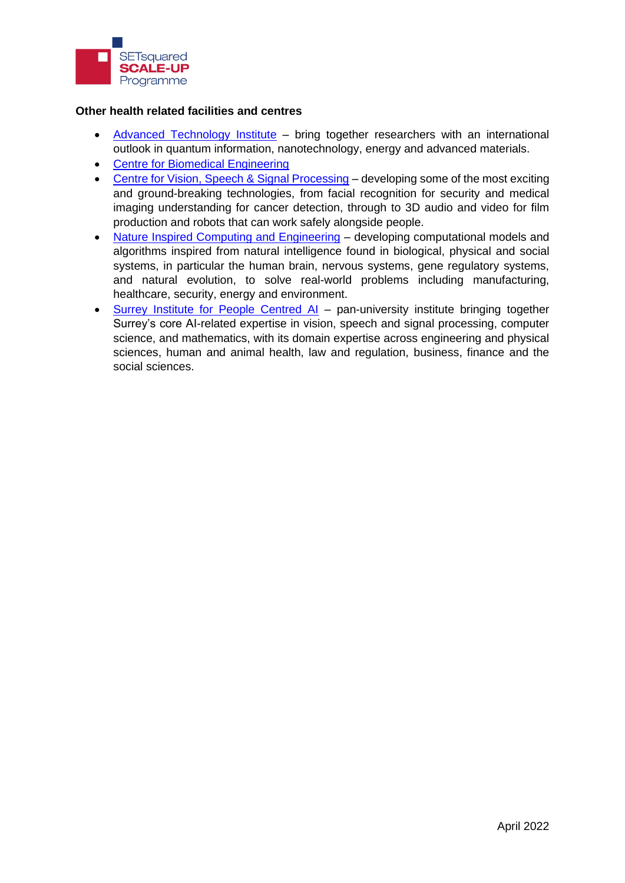**Other health related facilities and centres**

- Advanced Technology Institute – bring together researchers with an international outlook in quantum information, nanotechnology, energy and advanced materials.
- Centre for Biomedical Engineering
- Centre for Vision, Speech & Signal Processing – developing some of the most exciting and ground-breaking technologies, from facial recognition for security and medical imaging understanding for cancer detection, through to 3D audio and video for film production and robots that can work safely alongside people.
- Nature Inspired Computing and Engineering – developing computational models and algorithms inspired from natural intelligence found in biological, physical and social systems, in particular the human brain, nervous systems, gene regulatory systems, and natural evolution, to solve real-world problems including manufacturing, healthcare, security, energy and environment.
- Surrey Institute for People Centred AI – pan-university institute bringing together Surrey's core AI-related expertise in vision, speech and signal processing, computer science, and mathematics, with its domain expertise across engineering and physical sciences, human and animal health, law and regulation, business, finance and the social sciences.

April 2022